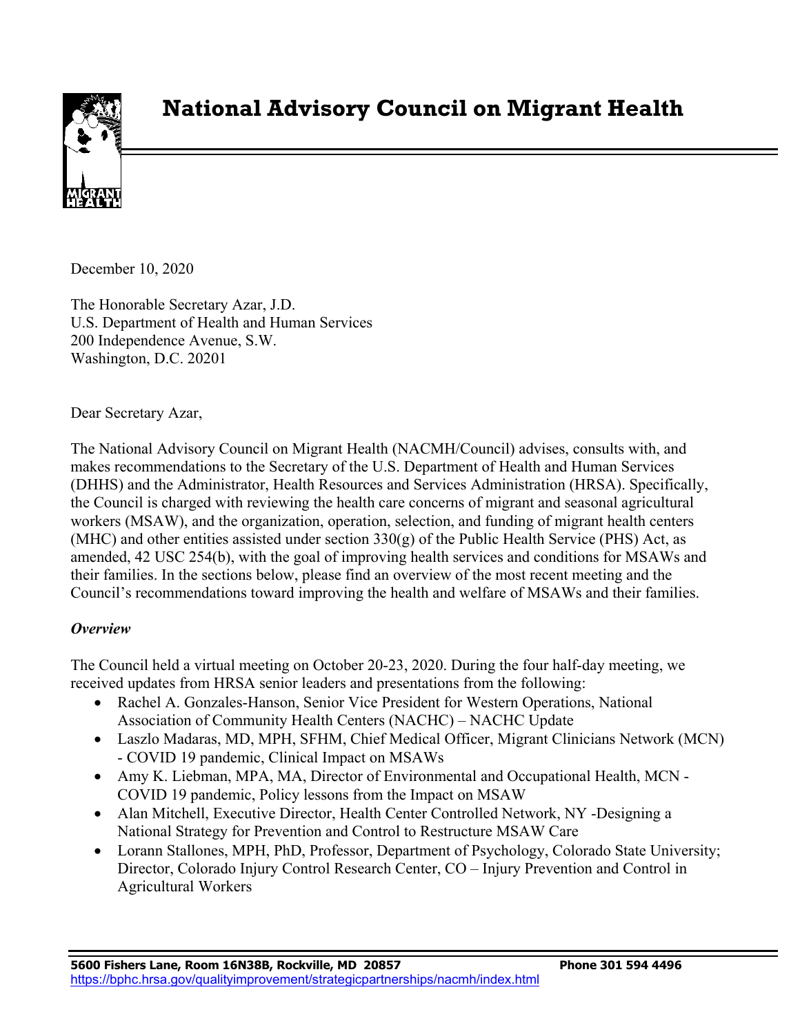# National Advisory Council on Migrant Health

December 10, 2020

The Honorable Secretary Azar, J.D.
U.S. Department of Health and Human Services
200 Independence Avenue, S.W.
Washington, D.C. 20201

Dear Secretary Azar,

The National Advisory Council on Migrant Health (NACMH/Council) advises, consults with, and makes recommendations to the Secretary of the U.S. Department of Health and Human Services (DHHS) and the Administrator, Health Resources and Services Administration (HRSA). Specifically, the Council is charged with reviewing the health care concerns of migrant and seasonal agricultural workers (MSAW), and the organization, operation, selection, and funding of migrant health centers (MHC) and other entities assisted under section 330(g) of the Public Health Service (PHS) Act, as amended, 42 USC 254(b), with the goal of improving health services and conditions for MSAWs and their families. In the sections below, please find an overview of the most recent meeting and the Council's recommendations toward improving the health and welfare of MSAWs and their families.

***Overview***

The Council held a virtual meeting on October 20-23, 2020. During the four half-day meeting, we received updates from HRSA senior leaders and presentations from the following:

- Rachel A. Gonzales-Hanson, Senior Vice President for Western Operations, National Association of Community Health Centers (NACHC) – NACHC Update
- Laszlo Madaras, MD, MPH, SFHM, Chief Medical Officer, Migrant Clinicians Network (MCN) - COVID 19 pandemic, Clinical Impact on MSAWs
- Amy K. Liebman, MPA, MA, Director of Environmental and Occupational Health, MCN - COVID 19 pandemic, Policy lessons from the Impact on MSAW
- Alan Mitchell, Executive Director, Health Center Controlled Network, NY -Designing a National Strategy for Prevention and Control to Restructure MSAW Care
- Lorann Stallones, MPH, PhD, Professor, Department of Psychology, Colorado State University; Director, Colorado Injury Control Research Center, CO – Injury Prevention and Control in Agricultural Workers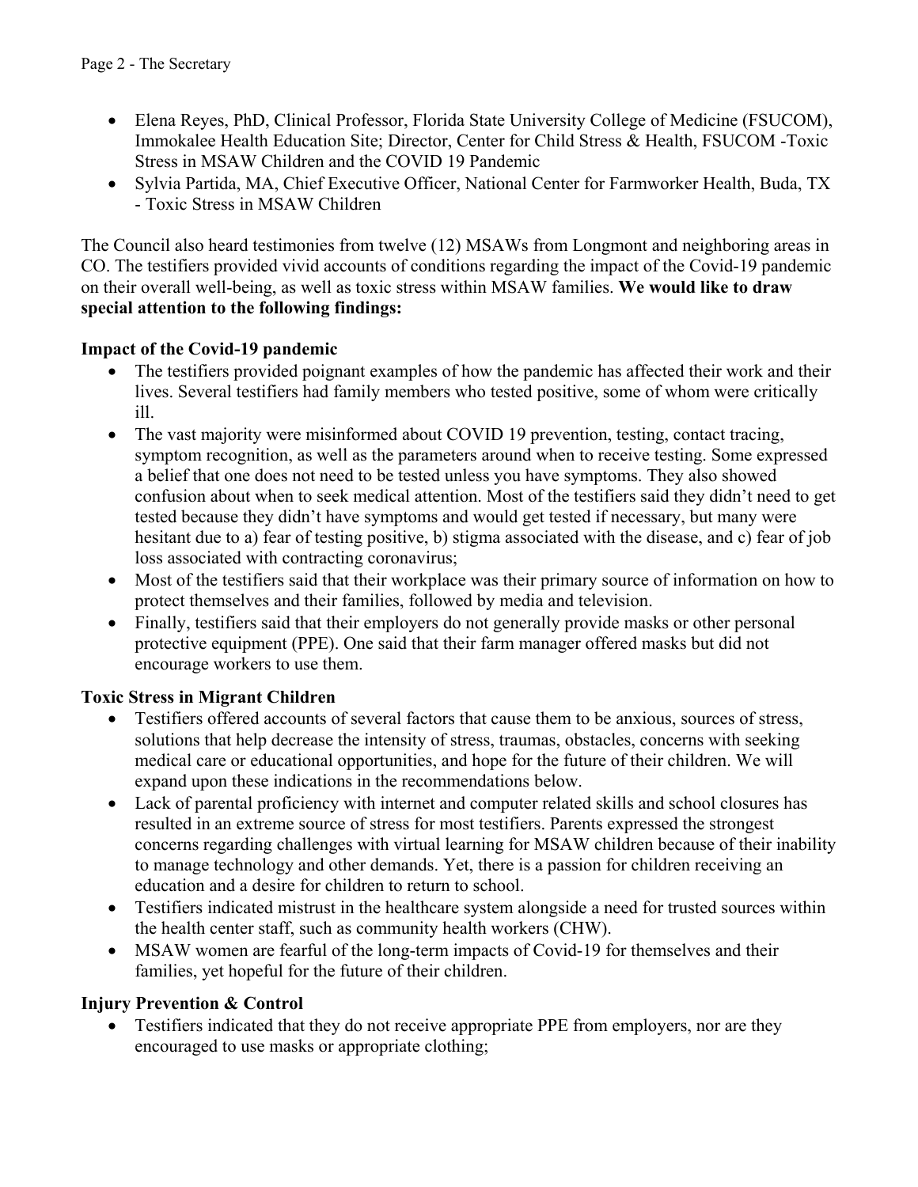- Elena Reyes, PhD, Clinical Professor, Florida State University College of Medicine (FSUCOM), Immokalee Health Education Site; Director, Center for Child Stress & Health, FSUCOM -Toxic Stress in MSAW Children and the COVID 19 Pandemic
- Sylvia Partida, MA, Chief Executive Officer, National Center for Farmworker Health, Buda, TX - Toxic Stress in MSAW Children

The Council also heard testimonies from twelve (12) MSAWs from Longmont and neighboring areas in CO. The testifiers provided vivid accounts of conditions regarding the impact of the Covid-19 pandemic on their overall well-being, as well as toxic stress within MSAW families. **We would like to draw special attention to the following findings:**

**Impact of the Covid-19 pandemic**

- The testifiers provided poignant examples of how the pandemic has affected their work and their lives. Several testifiers had family members who tested positive, some of whom were critically ill.
- The vast majority were misinformed about COVID 19 prevention, testing, contact tracing, symptom recognition, as well as the parameters around when to receive testing. Some expressed a belief that one does not need to be tested unless you have symptoms. They also showed confusion about when to seek medical attention. Most of the testifiers said they didn't need to get tested because they didn't have symptoms and would get tested if necessary, but many were hesitant due to a) fear of testing positive, b) stigma associated with the disease, and c) fear of job loss associated with contracting coronavirus;
- Most of the testifiers said that their workplace was their primary source of information on how to protect themselves and their families, followed by media and television.
- Finally, testifiers said that their employers do not generally provide masks or other personal protective equipment (PPE). One said that their farm manager offered masks but did not encourage workers to use them.

**Toxic Stress in Migrant Children**

- Testifiers offered accounts of several factors that cause them to be anxious, sources of stress, solutions that help decrease the intensity of stress, traumas, obstacles, concerns with seeking medical care or educational opportunities, and hope for the future of their children. We will expand upon these indications in the recommendations below.
- Lack of parental proficiency with internet and computer related skills and school closures has resulted in an extreme source of stress for most testifiers. Parents expressed the strongest concerns regarding challenges with virtual learning for MSAW children because of their inability to manage technology and other demands. Yet, there is a passion for children receiving an education and a desire for children to return to school.
- Testifiers indicated mistrust in the healthcare system alongside a need for trusted sources within the health center staff, such as community health workers (CHW).
- MSAW women are fearful of the long-term impacts of Covid-19 for themselves and their families, yet hopeful for the future of their children.

**Injury Prevention & Control**

- Testifiers indicated that they do not receive appropriate PPE from employers, nor are they encouraged to use masks or appropriate clothing;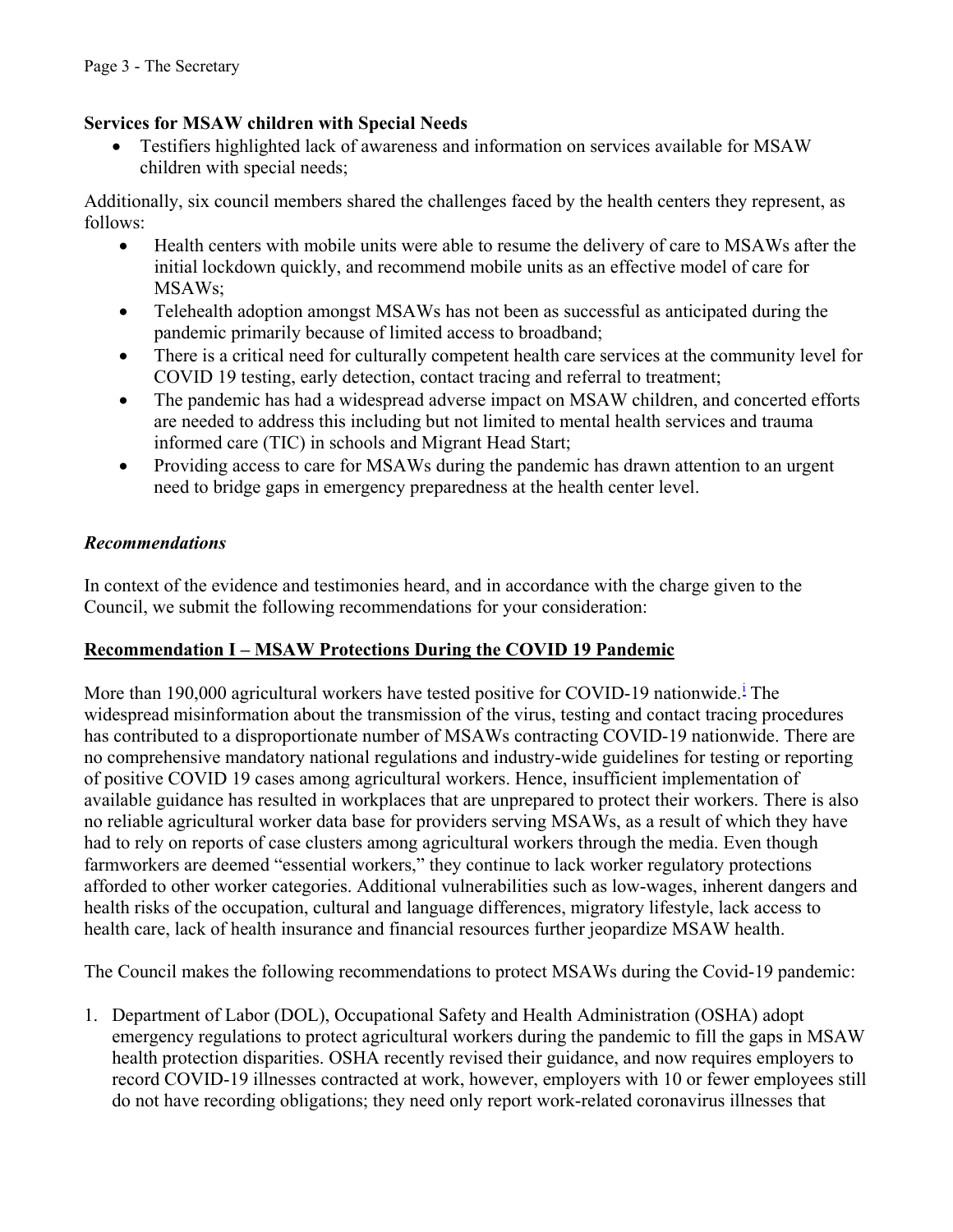**Services for MSAW children with Special Needs**

- Testifiers highlighted lack of awareness and information on services available for MSAW children with special needs;

Additionally, six council members shared the challenges faced by the health centers they represent, as follows:

- Health centers with mobile units were able to resume the delivery of care to MSAWs after the initial lockdown quickly, and recommend mobile units as an effective model of care for MSAWs;
- Telehealth adoption amongst MSAWs has not been as successful as anticipated during the pandemic primarily because of limited access to broadband;
- There is a critical need for culturally competent health care services at the community level for COVID 19 testing, early detection, contact tracing and referral to treatment;
- The pandemic has had a widespread adverse impact on MSAW children, and concerted efforts are needed to address this including but not limited to mental health services and trauma informed care (TIC) in schools and Migrant Head Start;
- Providing access to care for MSAWs during the pandemic has drawn attention to an urgent need to bridge gaps in emergency preparedness at the health center level.

***Recommendations***

In context of the evidence and testimonies heard, and in accordance with the charge given to the Council, we submit the following recommendations for your consideration:

**Recommendation I – MSAW Protections During the COVID 19 Pandemic**

More than 190,000 agricultural workers have tested positive for COVID-19 nationwide.[i] The widespread misinformation about the transmission of the virus, testing and contact tracing procedures has contributed to a disproportionate number of MSAWs contracting COVID-19 nationwide. There are no comprehensive mandatory national regulations and industry-wide guidelines for testing or reporting of positive COVID 19 cases among agricultural workers. Hence, insufficient implementation of available guidance has resulted in workplaces that are unprepared to protect their workers. There is also no reliable agricultural worker data base for providers serving MSAWs, as a result of which they have had to rely on reports of case clusters among agricultural workers through the media. Even though farmworkers are deemed "essential workers," they continue to lack worker regulatory protections afforded to other worker categories. Additional vulnerabilities such as low-wages, inherent dangers and health risks of the occupation, cultural and language differences, migratory lifestyle, lack access to health care, lack of health insurance and financial resources further jeopardize MSAW health.

The Council makes the following recommendations to protect MSAWs during the Covid-19 pandemic:

1. Department of Labor (DOL), Occupational Safety and Health Administration (OSHA) adopt emergency regulations to protect agricultural workers during the pandemic to fill the gaps in MSAW health protection disparities. OSHA recently revised their guidance, and now requires employers to record COVID-19 illnesses contracted at work, however, employers with 10 or fewer employees still do not have recording obligations; they need only report work-related coronavirus illnesses that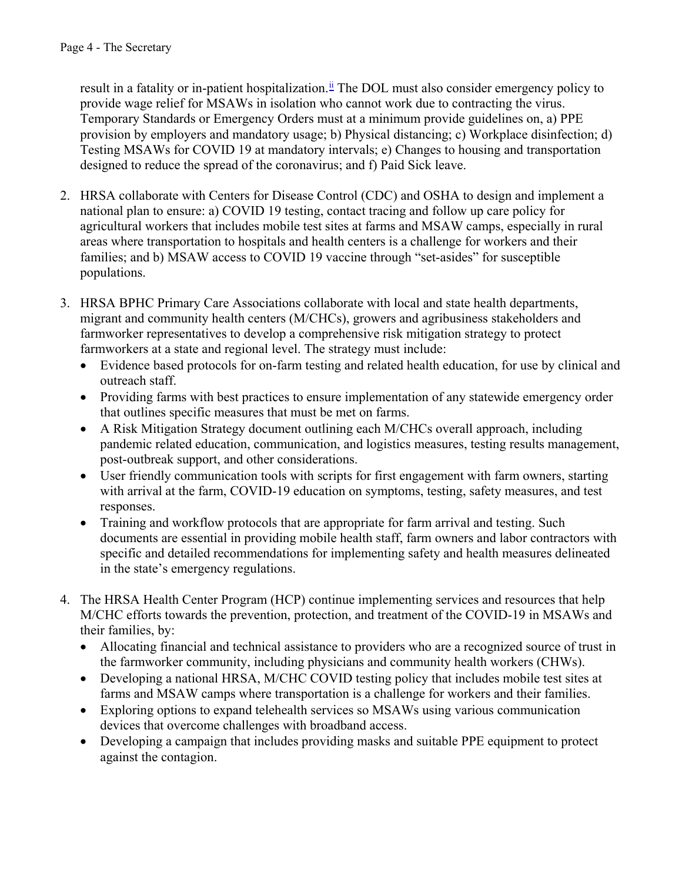result in a fatality or in-patient hospitalization.[ii] The DOL must also consider emergency policy to provide wage relief for MSAWs in isolation who cannot work due to contracting the virus. Temporary Standards or Emergency Orders must at a minimum provide guidelines on, a) PPE provision by employers and mandatory usage; b) Physical distancing; c) Workplace disinfection; d) Testing MSAWs for COVID 19 at mandatory intervals; e) Changes to housing and transportation designed to reduce the spread of the coronavirus; and f) Paid Sick leave.

2. HRSA collaborate with Centers for Disease Control (CDC) and OSHA to design and implement a national plan to ensure: a) COVID 19 testing, contact tracing and follow up care policy for agricultural workers that includes mobile test sites at farms and MSAW camps, especially in rural areas where transportation to hospitals and health centers is a challenge for workers and their families; and b) MSAW access to COVID 19 vaccine through "set-asides" for susceptible populations.

3. HRSA BPHC Primary Care Associations collaborate with local and state health departments, migrant and community health centers (M/CHCs), growers and agribusiness stakeholders and farmworker representatives to develop a comprehensive risk mitigation strategy to protect farmworkers at a state and regional level. The strategy must include:
   - Evidence based protocols for on-farm testing and related health education, for use by clinical and outreach staff.
   - Providing farms with best practices to ensure implementation of any statewide emergency order that outlines specific measures that must be met on farms.
   - A Risk Mitigation Strategy document outlining each M/CHCs overall approach, including pandemic related education, communication, and logistics measures, testing results management, post-outbreak support, and other considerations.
   - User friendly communication tools with scripts for first engagement with farm owners, starting with arrival at the farm, COVID-19 education on symptoms, testing, safety measures, and test responses.
   - Training and workflow protocols that are appropriate for farm arrival and testing. Such documents are essential in providing mobile health staff, farm owners and labor contractors with specific and detailed recommendations for implementing safety and health measures delineated in the state's emergency regulations.

4. The HRSA Health Center Program (HCP) continue implementing services and resources that help M/CHC efforts towards the prevention, protection, and treatment of the COVID-19 in MSAWs and their families, by:
   - Allocating financial and technical assistance to providers who are a recognized source of trust in the farmworker community, including physicians and community health workers (CHWs).
   - Developing a national HRSA, M/CHC COVID testing policy that includes mobile test sites at farms and MSAW camps where transportation is a challenge for workers and their families.
   - Exploring options to expand telehealth services so MSAWs using various communication devices that overcome challenges with broadband access.
   - Developing a campaign that includes providing masks and suitable PPE equipment to protect against the contagion.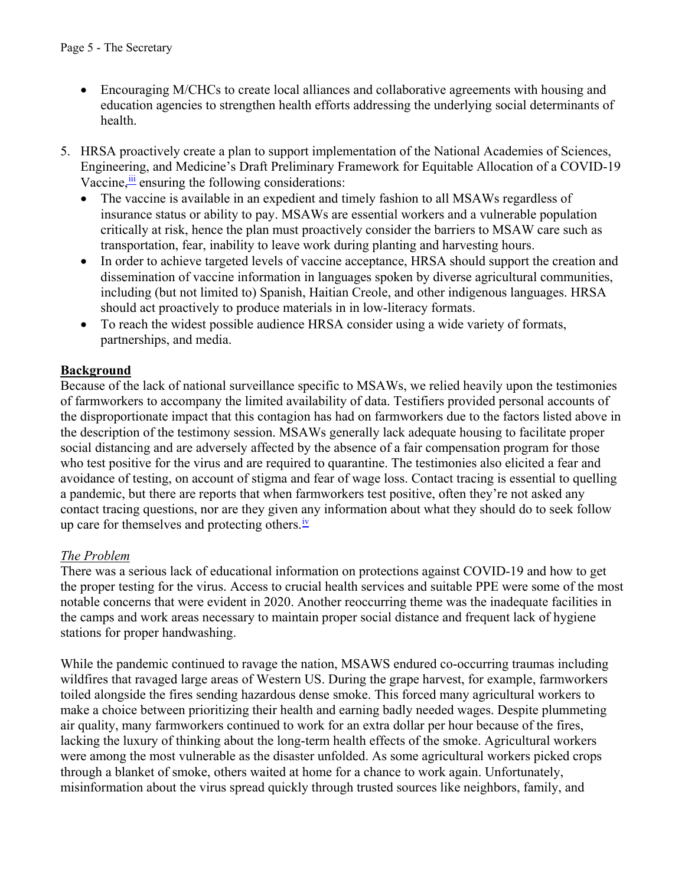- Encouraging M/CHCs to create local alliances and collaborative agreements with housing and education agencies to strengthen health efforts addressing the underlying social determinants of health.

5. HRSA proactively create a plan to support implementation of the National Academies of Sciences, Engineering, and Medicine's Draft Preliminary Framework for Equitable Allocation of a COVID-19 Vaccine,[iii] ensuring the following considerations:
   - The vaccine is available in an expedient and timely fashion to all MSAWs regardless of insurance status or ability to pay. MSAWs are essential workers and a vulnerable population critically at risk, hence the plan must proactively consider the barriers to MSAW care such as transportation, fear, inability to leave work during planting and harvesting hours.
   - In order to achieve targeted levels of vaccine acceptance, HRSA should support the creation and dissemination of vaccine information in languages spoken by diverse agricultural communities, including (but not limited to) Spanish, Haitian Creole, and other indigenous languages. HRSA should act proactively to produce materials in in low-literacy formats.
   - To reach the widest possible audience HRSA consider using a wide variety of formats, partnerships, and media.

**Background**

Because of the lack of national surveillance specific to MSAWs, we relied heavily upon the testimonies of farmworkers to accompany the limited availability of data. Testifiers provided personal accounts of the disproportionate impact that this contagion has had on farmworkers due to the factors listed above in the description of the testimony session. MSAWs generally lack adequate housing to facilitate proper social distancing and are adversely affected by the absence of a fair compensation program for those who test positive for the virus and are required to quarantine. The testimonies also elicited a fear and avoidance of testing, on account of stigma and fear of wage loss. Contact tracing is essential to quelling a pandemic, but there are reports that when farmworkers test positive, often they're not asked any contact tracing questions, nor are they given any information about what they should do to seek follow up care for themselves and protecting others.[iv]

*The Problem*

There was a serious lack of educational information on protections against COVID-19 and how to get the proper testing for the virus. Access to crucial health services and suitable PPE were some of the most notable concerns that were evident in 2020. Another reoccurring theme was the inadequate facilities in the camps and work areas necessary to maintain proper social distance and frequent lack of hygiene stations for proper handwashing.

While the pandemic continued to ravage the nation, MSAWS endured co-occurring traumas including wildfires that ravaged large areas of Western US. During the grape harvest, for example, farmworkers toiled alongside the fires sending hazardous dense smoke. This forced many agricultural workers to make a choice between prioritizing their health and earning badly needed wages. Despite plummeting air quality, many farmworkers continued to work for an extra dollar per hour because of the fires, lacking the luxury of thinking about the long-term health effects of the smoke. Agricultural workers were among the most vulnerable as the disaster unfolded. As some agricultural workers picked crops through a blanket of smoke, others waited at home for a chance to work again. Unfortunately, misinformation about the virus spread quickly through trusted sources like neighbors, family, and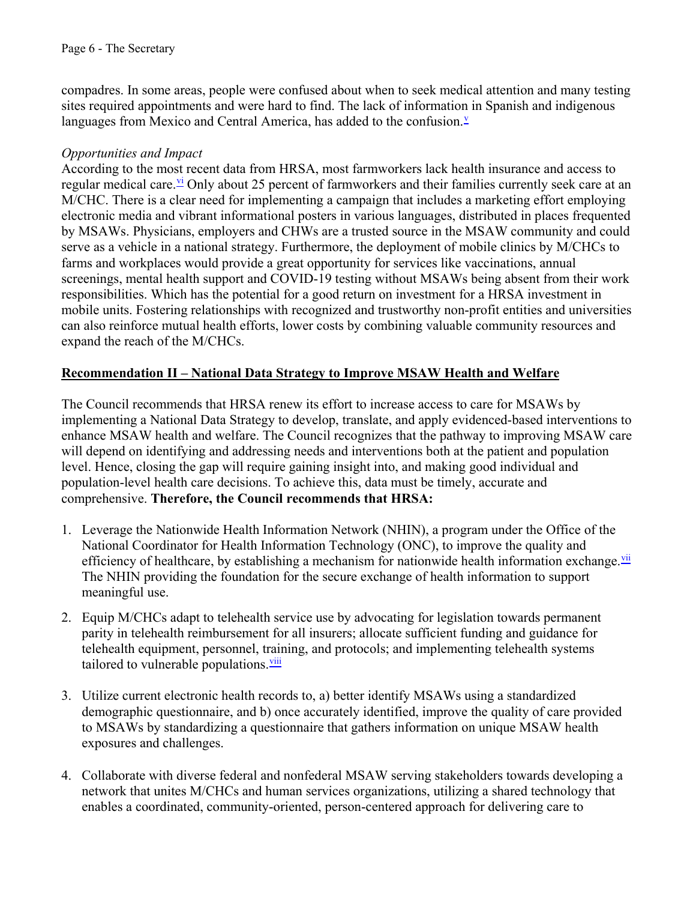compadres. In some areas, people were confused about when to seek medical attention and many testing sites required appointments and were hard to find. The lack of information in Spanish and indigenous languages from Mexico and Central America, has added to the confusion.[v]

*Opportunities and Impact*

According to the most recent data from HRSA, most farmworkers lack health insurance and access to regular medical care.[vi] Only about 25 percent of farmworkers and their families currently seek care at an M/CHC. There is a clear need for implementing a campaign that includes a marketing effort employing electronic media and vibrant informational posters in various languages, distributed in places frequented by MSAWs. Physicians, employers and CHWs are a trusted source in the MSAW community and could serve as a vehicle in a national strategy. Furthermore, the deployment of mobile clinics by M/CHCs to farms and workplaces would provide a great opportunity for services like vaccinations, annual screenings, mental health support and COVID-19 testing without MSAWs being absent from their work responsibilities. Which has the potential for a good return on investment for a HRSA investment in mobile units. Fostering relationships with recognized and trustworthy non-profit entities and universities can also reinforce mutual health efforts, lower costs by combining valuable community resources and expand the reach of the M/CHCs.

**Recommendation II – National Data Strategy to Improve MSAW Health and Welfare**

The Council recommends that HRSA renew its effort to increase access to care for MSAWs by implementing a National Data Strategy to develop, translate, and apply evidenced-based interventions to enhance MSAW health and welfare. The Council recognizes that the pathway to improving MSAW care will depend on identifying and addressing needs and interventions both at the patient and population level. Hence, closing the gap will require gaining insight into, and making good individual and population-level health care decisions. To achieve this, data must be timely, accurate and comprehensive. **Therefore, the Council recommends that HRSA:**

1. Leverage the Nationwide Health Information Network (NHIN), a program under the Office of the National Coordinator for Health Information Technology (ONC), to improve the quality and efficiency of healthcare, by establishing a mechanism for nationwide health information exchange.[vii] The NHIN providing the foundation for the secure exchange of health information to support meaningful use.

2. Equip M/CHCs adapt to telehealth service use by advocating for legislation towards permanent parity in telehealth reimbursement for all insurers; allocate sufficient funding and guidance for telehealth equipment, personnel, training, and protocols; and implementing telehealth systems tailored to vulnerable populations.[viii]

3. Utilize current electronic health records to, a) better identify MSAWs using a standardized demographic questionnaire, and b) once accurately identified, improve the quality of care provided to MSAWs by standardizing a questionnaire that gathers information on unique MSAW health exposures and challenges.

4. Collaborate with diverse federal and nonfederal MSAW serving stakeholders towards developing a network that unites M/CHCs and human services organizations, utilizing a shared technology that enables a coordinated, community-oriented, person-centered approach for delivering care to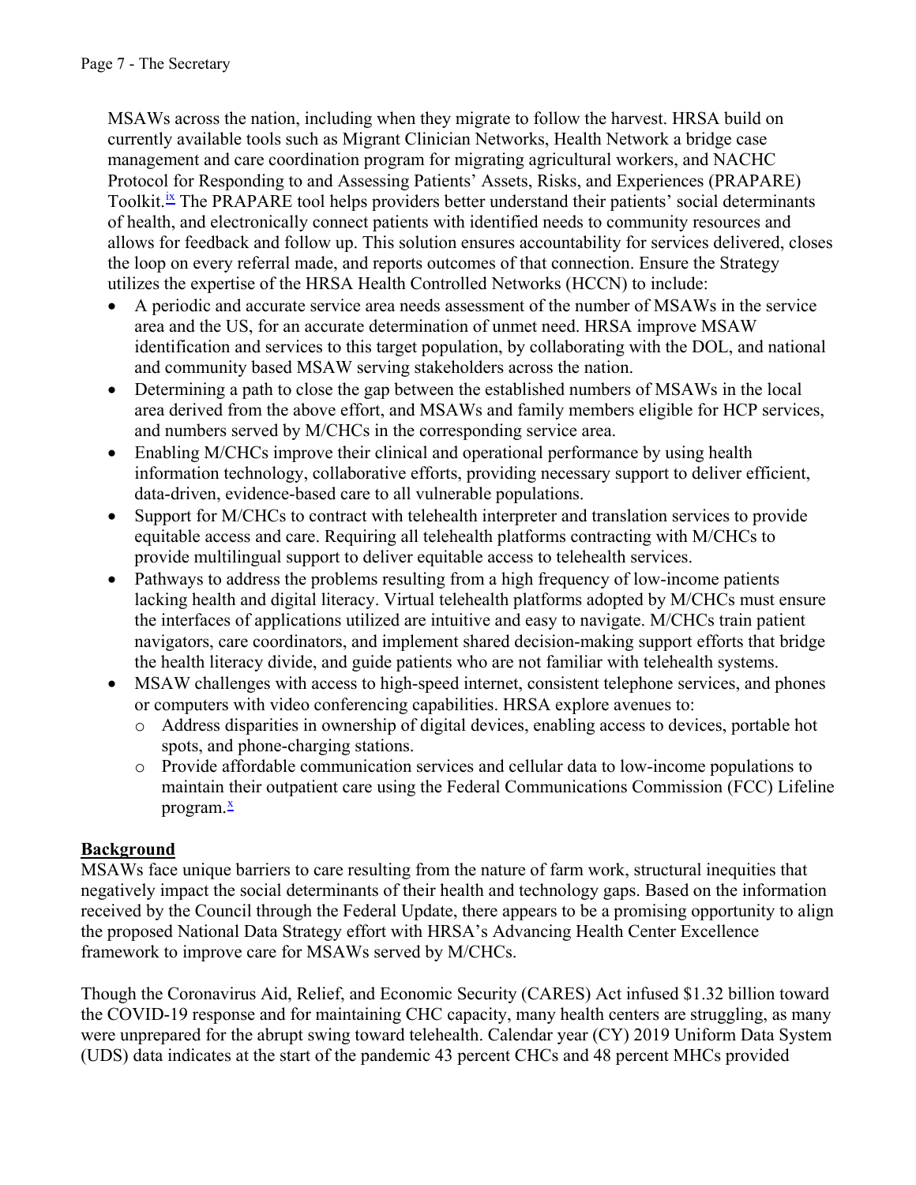MSAWs across the nation, including when they migrate to follow the harvest. HRSA build on currently available tools such as Migrant Clinician Networks, Health Network a bridge case management and care coordination program for migrating agricultural workers, and NACHC Protocol for Responding to and Assessing Patients' Assets, Risks, and Experiences (PRAPARE) Toolkit.[ix] The PRAPARE tool helps providers better understand their patients' social determinants of health, and electronically connect patients with identified needs to community resources and allows for feedback and follow up. This solution ensures accountability for services delivered, closes the loop on every referral made, and reports outcomes of that connection. Ensure the Strategy utilizes the expertise of the HRSA Health Controlled Networks (HCCN) to include:

- A periodic and accurate service area needs assessment of the number of MSAWs in the service area and the US, for an accurate determination of unmet need. HRSA improve MSAW identification and services to this target population, by collaborating with the DOL, and national and community based MSAW serving stakeholders across the nation.
- Determining a path to close the gap between the established numbers of MSAWs in the local area derived from the above effort, and MSAWs and family members eligible for HCP services, and numbers served by M/CHCs in the corresponding service area.
- Enabling M/CHCs improve their clinical and operational performance by using health information technology, collaborative efforts, providing necessary support to deliver efficient, data-driven, evidence-based care to all vulnerable populations.
- Support for M/CHCs to contract with telehealth interpreter and translation services to provide equitable access and care. Requiring all telehealth platforms contracting with M/CHCs to provide multilingual support to deliver equitable access to telehealth services.
- Pathways to address the problems resulting from a high frequency of low-income patients lacking health and digital literacy. Virtual telehealth platforms adopted by M/CHCs must ensure the interfaces of applications utilized are intuitive and easy to navigate. M/CHCs train patient navigators, care coordinators, and implement shared decision-making support efforts that bridge the health literacy divide, and guide patients who are not familiar with telehealth systems.
- MSAW challenges with access to high-speed internet, consistent telephone services, and phones or computers with video conferencing capabilities. HRSA explore avenues to:
  - Address disparities in ownership of digital devices, enabling access to devices, portable hot spots, and phone-charging stations.
  - Provide affordable communication services and cellular data to low-income populations to maintain their outpatient care using the Federal Communications Commission (FCC) Lifeline program.[x]

**Background**

MSAWs face unique barriers to care resulting from the nature of farm work, structural inequities that negatively impact the social determinants of their health and technology gaps. Based on the information received by the Council through the Federal Update, there appears to be a promising opportunity to align the proposed National Data Strategy effort with HRSA's Advancing Health Center Excellence framework to improve care for MSAWs served by M/CHCs.

Though the Coronavirus Aid, Relief, and Economic Security (CARES) Act infused $1.32 billion toward the COVID-19 response and for maintaining CHC capacity, many health centers are struggling, as many were unprepared for the abrupt swing toward telehealth. Calendar year (CY) 2019 Uniform Data System (UDS) data indicates at the start of the pandemic 43 percent CHCs and 48 percent MHCs provided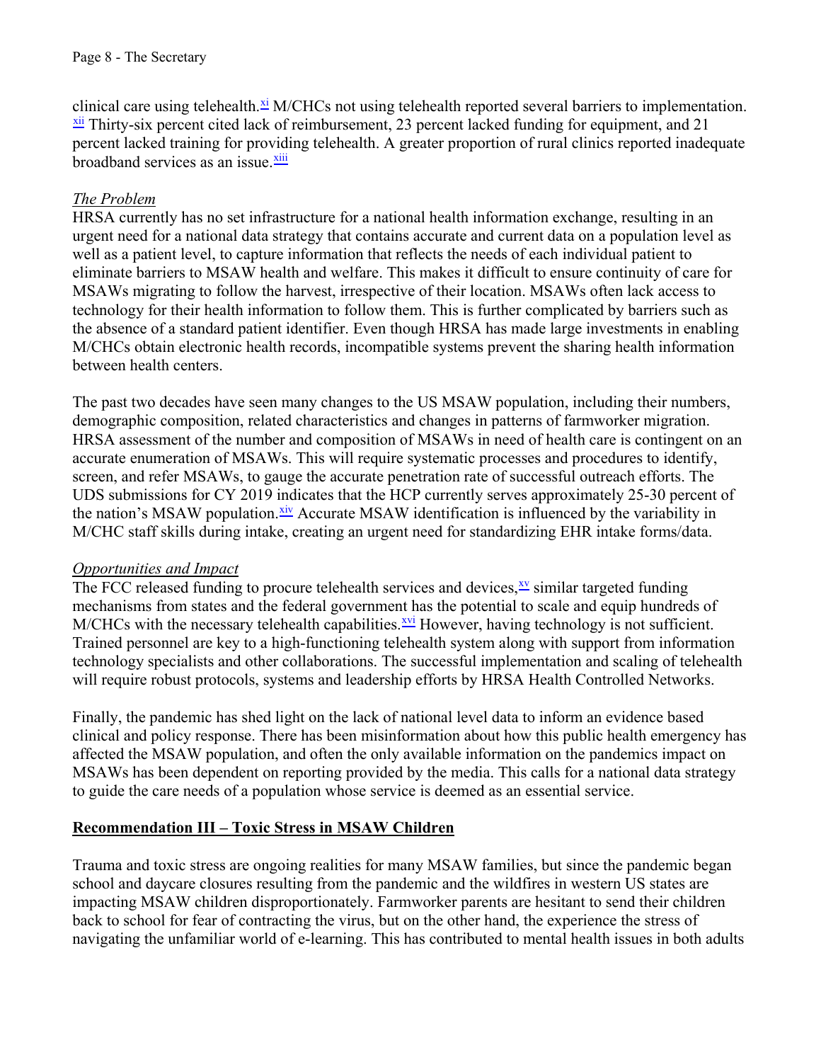clinical care using telehealth.[xi] M/CHCs not using telehealth reported several barriers to implementation.[xii] Thirty-six percent cited lack of reimbursement, 23 percent lacked funding for equipment, and 21 percent lacked training for providing telehealth. A greater proportion of rural clinics reported inadequate broadband services as an issue.[xiii]

*The Problem*

HRSA currently has no set infrastructure for a national health information exchange, resulting in an urgent need for a national data strategy that contains accurate and current data on a population level as well as a patient level, to capture information that reflects the needs of each individual patient to eliminate barriers to MSAW health and welfare. This makes it difficult to ensure continuity of care for MSAWs migrating to follow the harvest, irrespective of their location. MSAWs often lack access to technology for their health information to follow them. This is further complicated by barriers such as the absence of a standard patient identifier. Even though HRSA has made large investments in enabling M/CHCs obtain electronic health records, incompatible systems prevent the sharing health information between health centers.

The past two decades have seen many changes to the US MSAW population, including their numbers, demographic composition, related characteristics and changes in patterns of farmworker migration. HRSA assessment of the number and composition of MSAWs in need of health care is contingent on an accurate enumeration of MSAWs. This will require systematic processes and procedures to identify, screen, and refer MSAWs, to gauge the accurate penetration rate of successful outreach efforts. The UDS submissions for CY 2019 indicates that the HCP currently serves approximately 25-30 percent of the nation's MSAW population.[xiv] Accurate MSAW identification is influenced by the variability in M/CHC staff skills during intake, creating an urgent need for standardizing EHR intake forms/data.

*Opportunities and Impact*

The FCC released funding to procure telehealth services and devices,[xv] similar targeted funding mechanisms from states and the federal government has the potential to scale and equip hundreds of M/CHCs with the necessary telehealth capabilities.[xvi] However, having technology is not sufficient. Trained personnel are key to a high-functioning telehealth system along with support from information technology specialists and other collaborations. The successful implementation and scaling of telehealth will require robust protocols, systems and leadership efforts by HRSA Health Controlled Networks.

Finally, the pandemic has shed light on the lack of national level data to inform an evidence based clinical and policy response. There has been misinformation about how this public health emergency has affected the MSAW population, and often the only available information on the pandemics impact on MSAWs has been dependent on reporting provided by the media. This calls for a national data strategy to guide the care needs of a population whose service is deemed as an essential service.

**Recommendation III – Toxic Stress in MSAW Children**

Trauma and toxic stress are ongoing realities for many MSAW families, but since the pandemic began school and daycare closures resulting from the pandemic and the wildfires in western US states are impacting MSAW children disproportionately. Farmworker parents are hesitant to send their children back to school for fear of contracting the virus, but on the other hand, the experience the stress of navigating the unfamiliar world of e-learning. This has contributed to mental health issues in both adults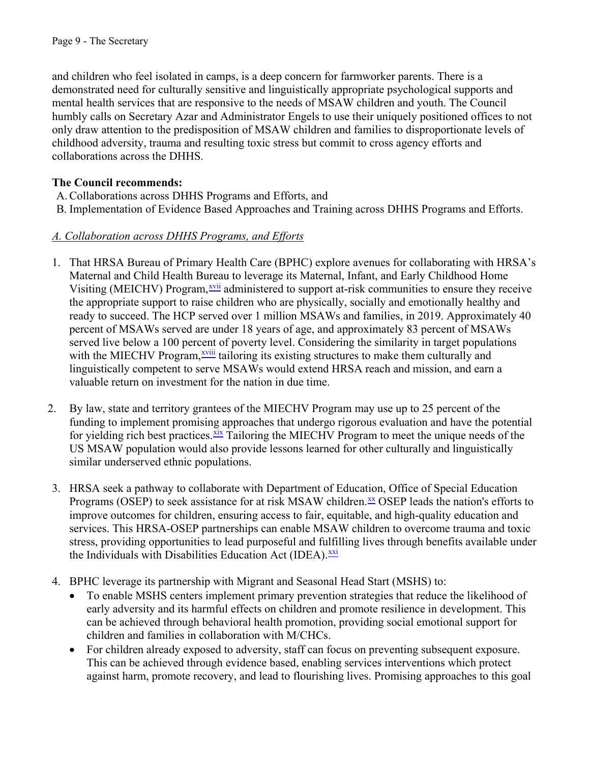and children who feel isolated in camps, is a deep concern for farmworker parents. There is a demonstrated need for culturally sensitive and linguistically appropriate psychological supports and mental health services that are responsive to the needs of MSAW children and youth. The Council humbly calls on Secretary Azar and Administrator Engels to use their uniquely positioned offices to not only draw attention to the predisposition of MSAW children and families to disproportionate levels of childhood adversity, trauma and resulting toxic stress but commit to cross agency efforts and collaborations across the DHHS.

**The Council recommends:**

A. Collaborations across DHHS Programs and Efforts, and
B. Implementation of Evidence Based Approaches and Training across DHHS Programs and Efforts.

*A. Collaboration across DHHS Programs, and Efforts*

1. That HRSA Bureau of Primary Health Care (BPHC) explore avenues for collaborating with HRSA's Maternal and Child Health Bureau to leverage its Maternal, Infant, and Early Childhood Home Visiting (MEICHV) Program,[xvii] administered to support at-risk communities to ensure they receive the appropriate support to raise children who are physically, socially and emotionally healthy and ready to succeed. The HCP served over 1 million MSAWs and families, in 2019. Approximately 40 percent of MSAWs served are under 18 years of age, and approximately 83 percent of MSAWs served live below a 100 percent of poverty level. Considering the similarity in target populations with the MIECHV Program,[xviii] tailoring its existing structures to make them culturally and linguistically competent to serve MSAWs would extend HRSA reach and mission, and earn a valuable return on investment for the nation in due time.

2. By law, state and territory grantees of the MIECHV Program may use up to 25 percent of the funding to implement promising approaches that undergo rigorous evaluation and have the potential for yielding rich best practices.[xix] Tailoring the MIECHV Program to meet the unique needs of the US MSAW population would also provide lessons learned for other culturally and linguistically similar underserved ethnic populations.

3. HRSA seek a pathway to collaborate with Department of Education, Office of Special Education Programs (OSEP) to seek assistance for at risk MSAW children.[xx] OSEP leads the nation's efforts to improve outcomes for children, ensuring access to fair, equitable, and high-quality education and services. This HRSA-OSEP partnerships can enable MSAW children to overcome trauma and toxic stress, providing opportunities to lead purposeful and fulfilling lives through benefits available under the Individuals with Disabilities Education Act (IDEA).[xxi]

4. BPHC leverage its partnership with Migrant and Seasonal Head Start (MSHS) to:
   - To enable MSHS centers implement primary prevention strategies that reduce the likelihood of early adversity and its harmful effects on children and promote resilience in development. This can be achieved through behavioral health promotion, providing social emotional support for children and families in collaboration with M/CHCs.
   - For children already exposed to adversity, staff can focus on preventing subsequent exposure. This can be achieved through evidence based, enabling services interventions which protect against harm, promote recovery, and lead to flourishing lives. Promising approaches to this goal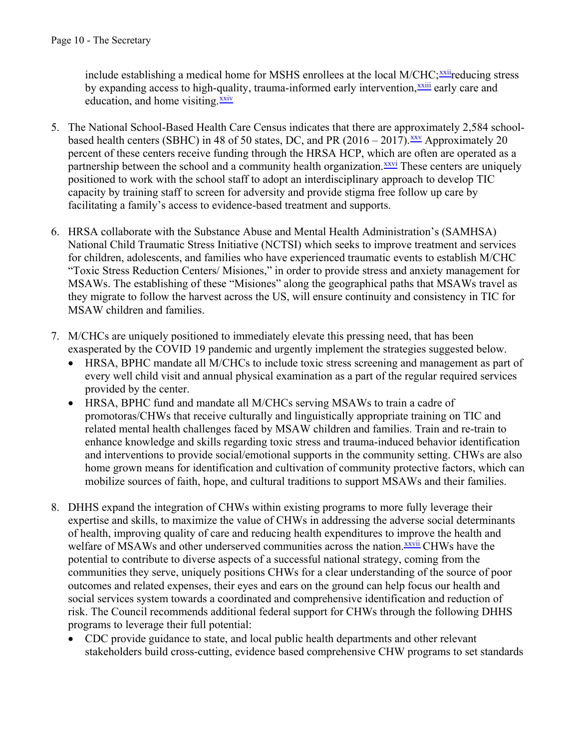include establishing a medical home for MSHS enrollees at the local M/CHC;[xxii]reducing stress by expanding access to high-quality, trauma-informed early intervention,[xxiii] early care and education, and home visiting.[xxiv]

5. The National School-Based Health Care Census indicates that there are approximately 2,584 school-based health centers (SBHC) in 48 of 50 states, DC, and PR (2016 – 2017).[xxv] Approximately 20 percent of these centers receive funding through the HRSA HCP, which are often are operated as a partnership between the school and a community health organization.[xxvi] These centers are uniquely positioned to work with the school staff to adopt an interdisciplinary approach to develop TIC capacity by training staff to screen for adversity and provide stigma free follow up care by facilitating a family's access to evidence-based treatment and supports.

6. HRSA collaborate with the Substance Abuse and Mental Health Administration's (SAMHSA) National Child Traumatic Stress Initiative (NCTSI) which seeks to improve treatment and services for children, adolescents, and families who have experienced traumatic events to establish M/CHC "Toxic Stress Reduction Centers/ Misiones," in order to provide stress and anxiety management for MSAWs. The establishing of these "Misiones" along the geographical paths that MSAWs travel as they migrate to follow the harvest across the US, will ensure continuity and consistency in TIC for MSAW children and families.

7. M/CHCs are uniquely positioned to immediately elevate this pressing need, that has been exasperated by the COVID 19 pandemic and urgently implement the strategies suggested below.
   - HRSA, BPHC mandate all M/CHCs to include toxic stress screening and management as part of every well child visit and annual physical examination as a part of the regular required services provided by the center.
   - HRSA, BPHC fund and mandate all M/CHCs serving MSAWs to train a cadre of promotoras/CHWs that receive culturally and linguistically appropriate training on TIC and related mental health challenges faced by MSAW children and families. Train and re-train to enhance knowledge and skills regarding toxic stress and trauma-induced behavior identification and interventions to provide social/emotional supports in the community setting. CHWs are also home grown means for identification and cultivation of community protective factors, which can mobilize sources of faith, hope, and cultural traditions to support MSAWs and their families.

8. DHHS expand the integration of CHWs within existing programs to more fully leverage their expertise and skills, to maximize the value of CHWs in addressing the adverse social determinants of health, improving quality of care and reducing health expenditures to improve the health and welfare of MSAWs and other underserved communities across the nation.[xxvii] CHWs have the potential to contribute to diverse aspects of a successful national strategy, coming from the communities they serve, uniquely positions CHWs for a clear understanding of the source of poor outcomes and related expenses, their eyes and ears on the ground can help focus our health and social services system towards a coordinated and comprehensive identification and reduction of risk. The Council recommends additional federal support for CHWs through the following DHHS programs to leverage their full potential:
   - CDC provide guidance to state, and local public health departments and other relevant stakeholders build cross-cutting, evidence based comprehensive CHW programs to set standards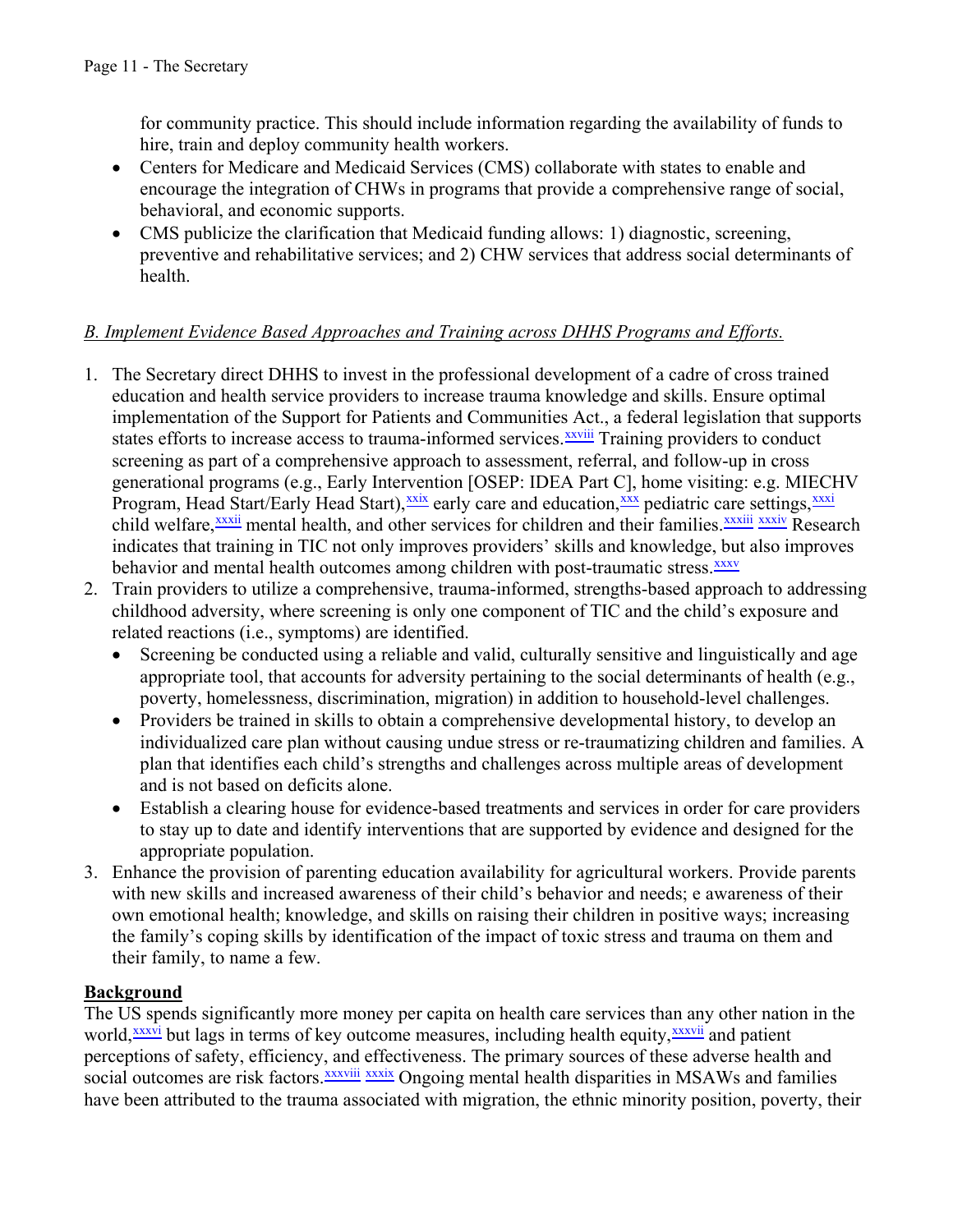for community practice. This should include information regarding the availability of funds to hire, train and deploy community health workers.

- Centers for Medicare and Medicaid Services (CMS) collaborate with states to enable and encourage the integration of CHWs in programs that provide a comprehensive range of social, behavioral, and economic supports.
- CMS publicize the clarification that Medicaid funding allows: 1) diagnostic, screening, preventive and rehabilitative services; and 2) CHW services that address social determinants of health.

*B. Implement Evidence Based Approaches and Training across DHHS Programs and Efforts.*

1. The Secretary direct DHHS to invest in the professional development of a cadre of cross trained education and health service providers to increase trauma knowledge and skills. Ensure optimal implementation of the Support for Patients and Communities Act., a federal legislation that supports states efforts to increase access to trauma-informed services.[xxviii] Training providers to conduct screening as part of a comprehensive approach to assessment, referral, and follow-up in cross generational programs (e.g., Early Intervention [OSEP: IDEA Part C], home visiting: e.g. MIECHV Program, Head Start/Early Head Start),[xxix] early care and education,[xxx] pediatric care settings,[xxxi] child welfare,[xxxii] mental health, and other services for children and their families.[xxxiii] [xxxiv] Research indicates that training in TIC not only improves providers' skills and knowledge, but also improves behavior and mental health outcomes among children with post-traumatic stress.[xxxv]
2. Train providers to utilize a comprehensive, trauma-informed, strengths-based approach to addressing childhood adversity, where screening is only one component of TIC and the child's exposure and related reactions (i.e., symptoms) are identified.
   - Screening be conducted using a reliable and valid, culturally sensitive and linguistically and age appropriate tool, that accounts for adversity pertaining to the social determinants of health (e.g., poverty, homelessness, discrimination, migration) in addition to household-level challenges.
   - Providers be trained in skills to obtain a comprehensive developmental history, to develop an individualized care plan without causing undue stress or re-traumatizing children and families. A plan that identifies each child's strengths and challenges across multiple areas of development and is not based on deficits alone.
   - Establish a clearing house for evidence-based treatments and services in order for care providers to stay up to date and identify interventions that are supported by evidence and designed for the appropriate population.
3. Enhance the provision of parenting education availability for agricultural workers. Provide parents with new skills and increased awareness of their child's behavior and needs; e awareness of their own emotional health; knowledge, and skills on raising their children in positive ways; increasing the family's coping skills by identification of the impact of toxic stress and trauma on them and their family, to name a few.

**Background**

The US spends significantly more money per capita on health care services than any other nation in the world,[xxxvi] but lags in terms of key outcome measures, including health equity,[xxxvii] and patient perceptions of safety, efficiency, and effectiveness. The primary sources of these adverse health and social outcomes are risk factors.[xxxviii] [xxxix] Ongoing mental health disparities in MSAWs and families have been attributed to the trauma associated with migration, the ethnic minority position, poverty, their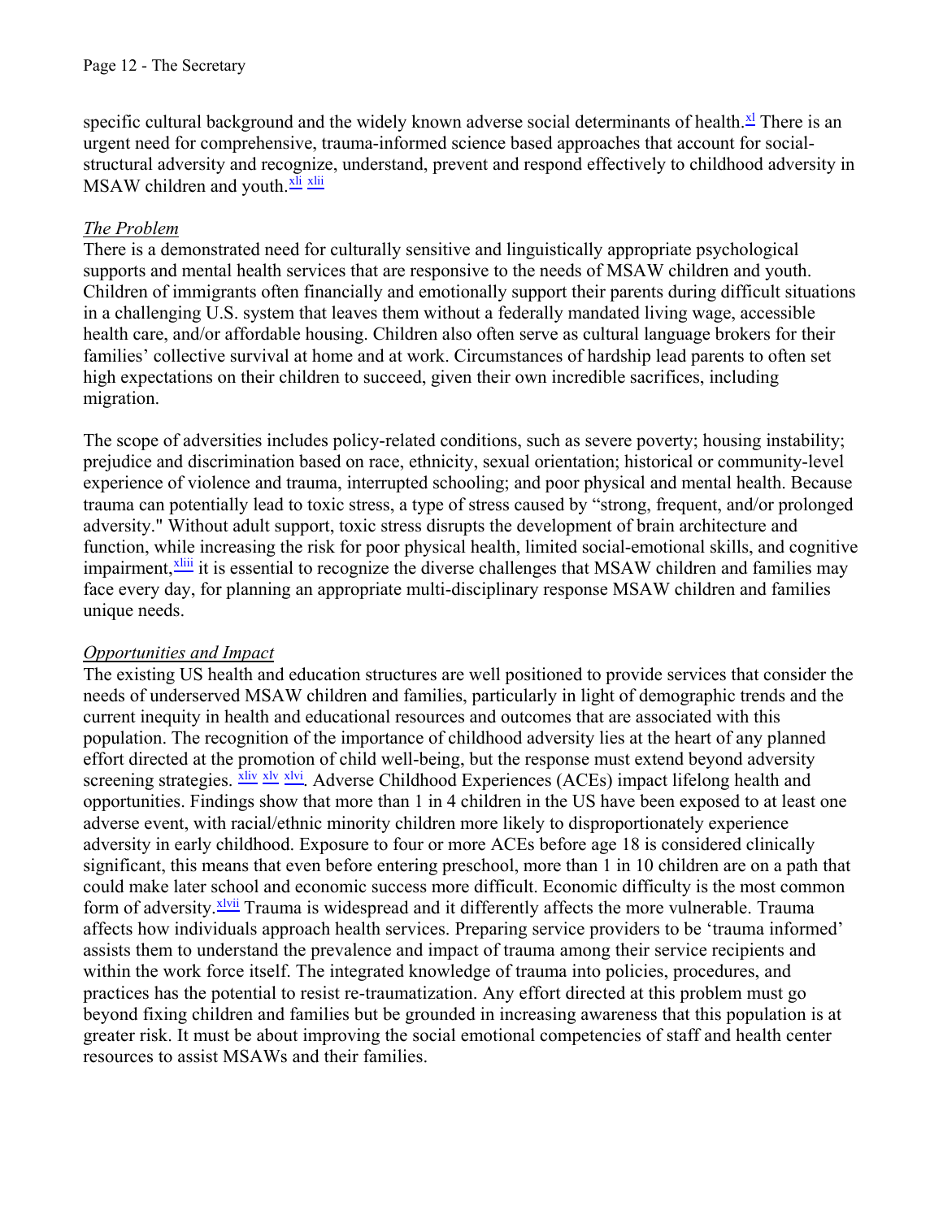specific cultural background and the widely known adverse social determinants of health.[xl] There is an urgent need for comprehensive, trauma-informed science based approaches that account for social-structural adversity and recognize, understand, prevent and respond effectively to childhood adversity in MSAW children and youth.[xli] [xlii]

*The Problem*

There is a demonstrated need for culturally sensitive and linguistically appropriate psychological supports and mental health services that are responsive to the needs of MSAW children and youth. Children of immigrants often financially and emotionally support their parents during difficult situations in a challenging U.S. system that leaves them without a federally mandated living wage, accessible health care, and/or affordable housing. Children also often serve as cultural language brokers for their families' collective survival at home and at work. Circumstances of hardship lead parents to often set high expectations on their children to succeed, given their own incredible sacrifices, including migration.

The scope of adversities includes policy-related conditions, such as severe poverty; housing instability; prejudice and discrimination based on race, ethnicity, sexual orientation; historical or community-level experience of violence and trauma, interrupted schooling; and poor physical and mental health. Because trauma can potentially lead to toxic stress, a type of stress caused by "strong, frequent, and/or prolonged adversity." Without adult support, toxic stress disrupts the development of brain architecture and function, while increasing the risk for poor physical health, limited social-emotional skills, and cognitive impairment,[xliii] it is essential to recognize the diverse challenges that MSAW children and families may face every day, for planning an appropriate multi-disciplinary response MSAW children and families unique needs.

*Opportunities and Impact*

The existing US health and education structures are well positioned to provide services that consider the needs of underserved MSAW children and families, particularly in light of demographic trends and the current inequity in health and educational resources and outcomes that are associated with this population. The recognition of the importance of childhood adversity lies at the heart of any planned effort directed at the promotion of child well-being, but the response must extend beyond adversity screening strategies. [xliv] [xlv] [xlvi]. Adverse Childhood Experiences (ACEs) impact lifelong health and opportunities. Findings show that more than 1 in 4 children in the US have been exposed to at least one adverse event, with racial/ethnic minority children more likely to disproportionately experience adversity in early childhood. Exposure to four or more ACEs before age 18 is considered clinically significant, this means that even before entering preschool, more than 1 in 10 children are on a path that could make later school and economic success more difficult. Economic difficulty is the most common form of adversity.[xlvii] Trauma is widespread and it differently affects the more vulnerable. Trauma affects how individuals approach health services. Preparing service providers to be 'trauma informed' assists them to understand the prevalence and impact of trauma among their service recipients and within the work force itself. The integrated knowledge of trauma into policies, procedures, and practices has the potential to resist re-traumatization. Any effort directed at this problem must go beyond fixing children and families but be grounded in increasing awareness that this population is at greater risk. It must be about improving the social emotional competencies of staff and health center resources to assist MSAWs and their families.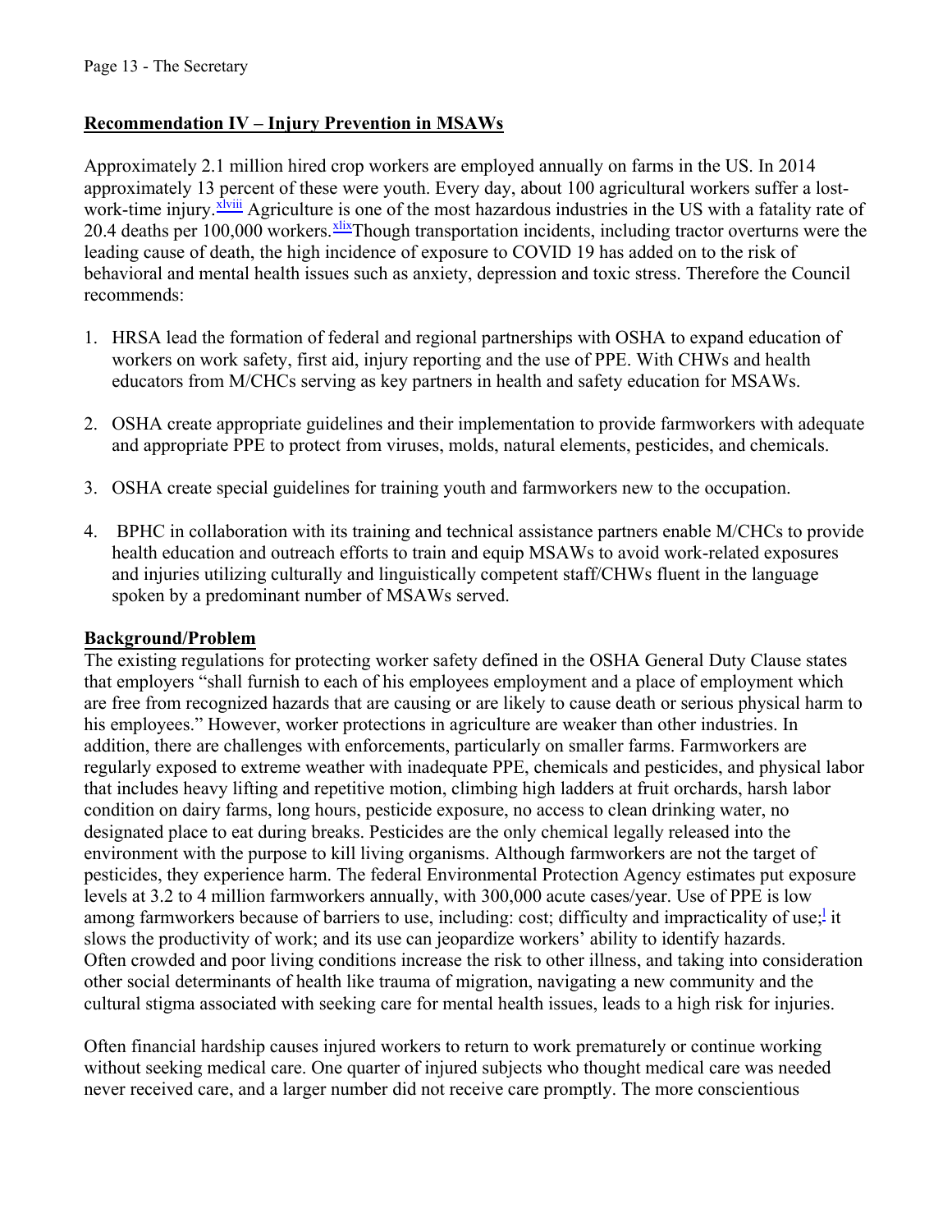## Recommendation IV – Injury Prevention in MSAWs

Approximately 2.1 million hired crop workers are employed annually on farms in the US. In 2014 approximately 13 percent of these were youth. Every day, about 100 agricultural workers suffer a lost-work-time injury.[xlviii] Agriculture is one of the most hazardous industries in the US with a fatality rate of 20.4 deaths per 100,000 workers.[xlix]Though transportation incidents, including tractor overturns were the leading cause of death, the high incidence of exposure to COVID 19 has added on to the risk of behavioral and mental health issues such as anxiety, depression and toxic stress. Therefore the Council recommends:

1. HRSA lead the formation of federal and regional partnerships with OSHA to expand education of workers on work safety, first aid, injury reporting and the use of PPE. With CHWs and health educators from M/CHCs serving as key partners in health and safety education for MSAWs.

2. OSHA create appropriate guidelines and their implementation to provide farmworkers with adequate and appropriate PPE to protect from viruses, molds, natural elements, pesticides, and chemicals.

3. OSHA create special guidelines for training youth and farmworkers new to the occupation.

4. BPHC in collaboration with its training and technical assistance partners enable M/CHCs to provide health education and outreach efforts to train and equip MSAWs to avoid work-related exposures and injuries utilizing culturally and linguistically competent staff/CHWs fluent in the language spoken by a predominant number of MSAWs served.

## Background/Problem

The existing regulations for protecting worker safety defined in the OSHA General Duty Clause states that employers "shall furnish to each of his employees employment and a place of employment which are free from recognized hazards that are causing or are likely to cause death or serious physical harm to his employees." However, worker protections in agriculture are weaker than other industries. In addition, there are challenges with enforcements, particularly on smaller farms. Farmworkers are regularly exposed to extreme weather with inadequate PPE, chemicals and pesticides, and physical labor that includes heavy lifting and repetitive motion, climbing high ladders at fruit orchards, harsh labor condition on dairy farms, long hours, pesticide exposure, no access to clean drinking water, no designated place to eat during breaks. Pesticides are the only chemical legally released into the environment with the purpose to kill living organisms. Although farmworkers are not the target of pesticides, they experience harm. The federal Environmental Protection Agency estimates put exposure levels at 3.2 to 4 million farmworkers annually, with 300,000 acute cases/year. Use of PPE is low among farmworkers because of barriers to use, including: cost; difficulty and impracticality of use;[l] it slows the productivity of work; and its use can jeopardize workers' ability to identify hazards. Often crowded and poor living conditions increase the risk to other illness, and taking into consideration other social determinants of health like trauma of migration, navigating a new community and the cultural stigma associated with seeking care for mental health issues, leads to a high risk for injuries.

Often financial hardship causes injured workers to return to work prematurely or continue working without seeking medical care. One quarter of injured subjects who thought medical care was needed never received care, and a larger number did not receive care promptly. The more conscientious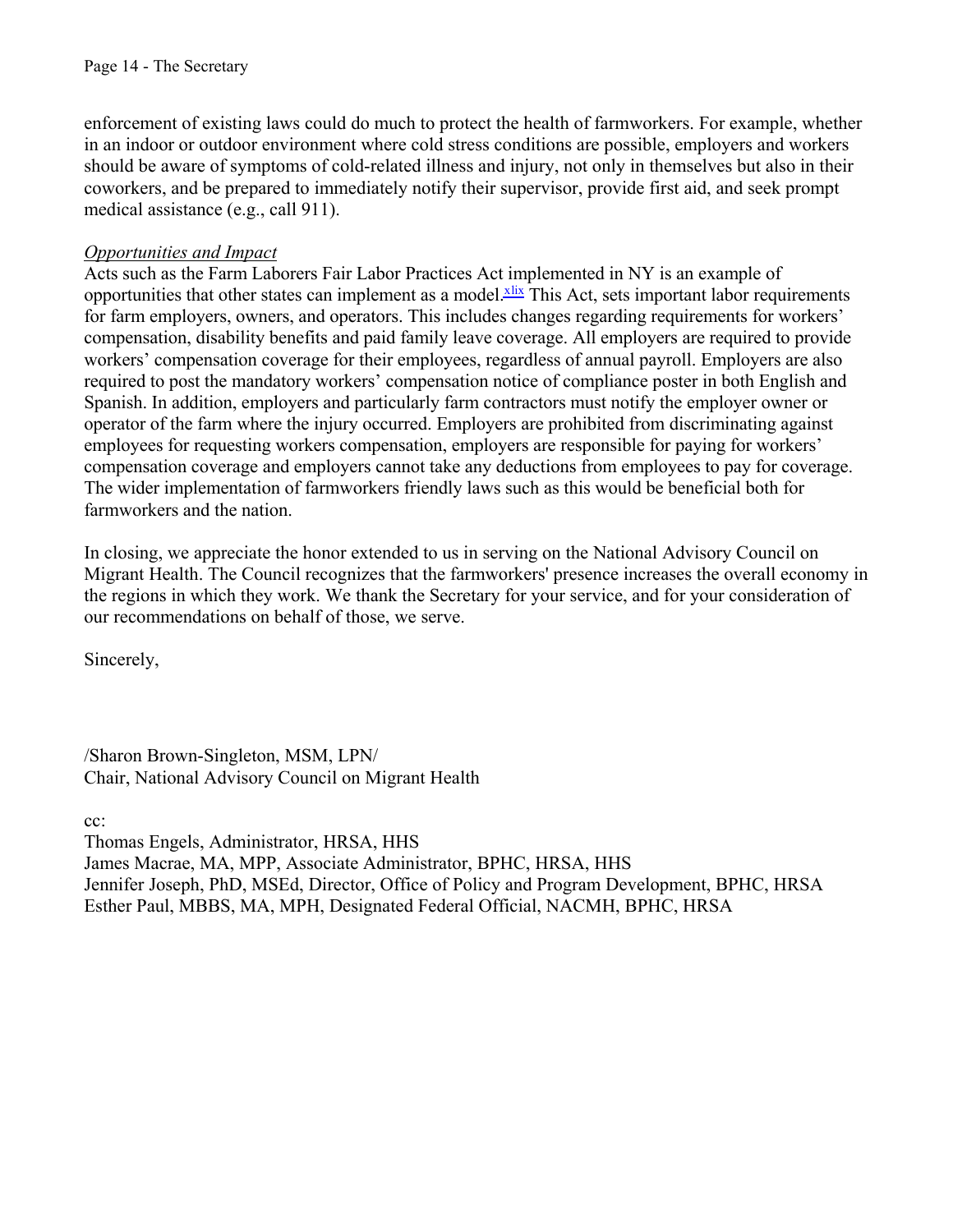enforcement of existing laws could do much to protect the health of farmworkers. For example, whether in an indoor or outdoor environment where cold stress conditions are possible, employers and workers should be aware of symptoms of cold-related illness and injury, not only in themselves but also in their coworkers, and be prepared to immediately notify their supervisor, provide first aid, and seek prompt medical assistance (e.g., call 911).

*Opportunities and Impact*

Acts such as the Farm Laborers Fair Labor Practices Act implemented in NY is an example of opportunities that other states can implement as a model.[xlix] This Act, sets important labor requirements for farm employers, owners, and operators. This includes changes regarding requirements for workers' compensation, disability benefits and paid family leave coverage. All employers are required to provide workers' compensation coverage for their employees, regardless of annual payroll. Employers are also required to post the mandatory workers' compensation notice of compliance poster in both English and Spanish. In addition, employers and particularly farm contractors must notify the employer owner or operator of the farm where the injury occurred. Employers are prohibited from discriminating against employees for requesting workers compensation, employers are responsible for paying for workers' compensation coverage and employers cannot take any deductions from employees to pay for coverage. The wider implementation of farmworkers friendly laws such as this would be beneficial both for farmworkers and the nation.

In closing, we appreciate the honor extended to us in serving on the National Advisory Council on Migrant Health. The Council recognizes that the farmworkers' presence increases the overall economy in the regions in which they work. We thank the Secretary for your service, and for your consideration of our recommendations on behalf of those, we serve.

Sincerely,

/Sharon Brown-Singleton, MSM, LPN/
Chair, National Advisory Council on Migrant Health

cc:
Thomas Engels, Administrator, HRSA, HHS
James Macrae, MA, MPP, Associate Administrator, BPHC, HRSA, HHS
Jennifer Joseph, PhD, MSEd, Director, Office of Policy and Program Development, BPHC, HRSA
Esther Paul, MBBS, MA, MPH, Designated Federal Official, NACMH, BPHC, HRSA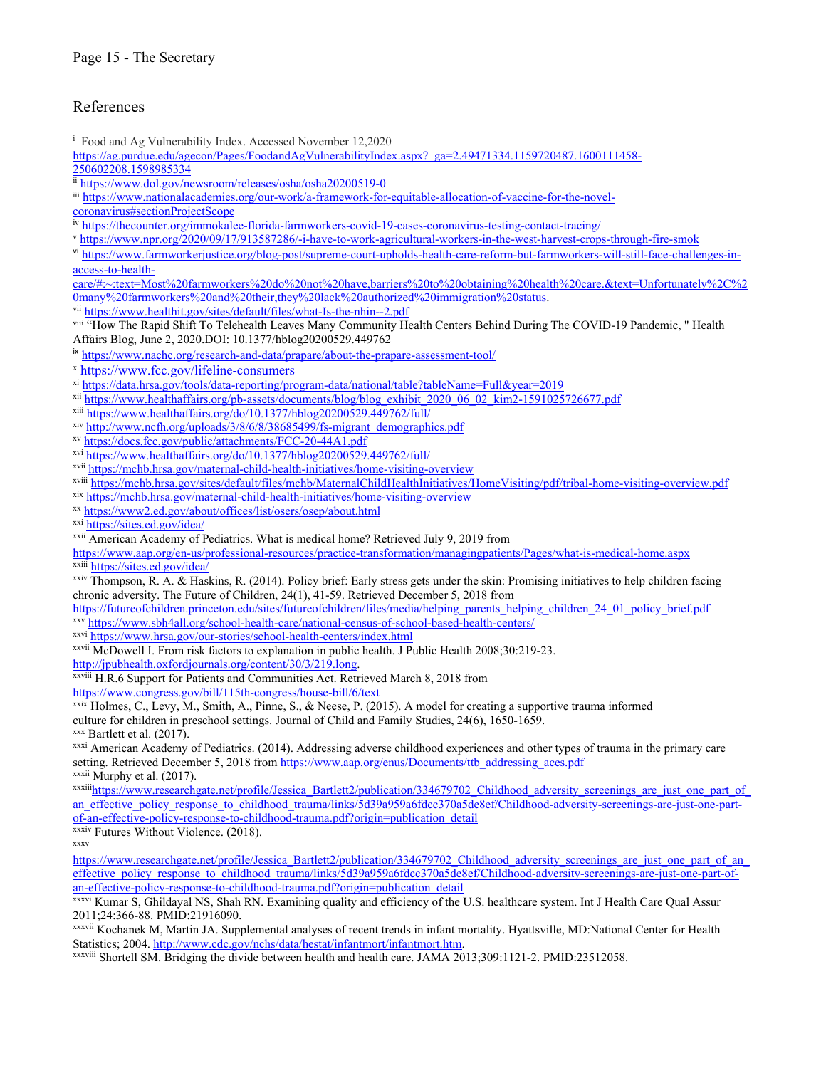# References

[i] Food and Ag Vulnerability Index. Accessed November 12,2020
https://ag.purdue.edu/agecon/Pages/FoodandAgVulnerabilityIndex.aspx?_ga=2.49471334.1159720487.1600111458-250602208.1598985334

[ii] https://www.dol.gov/newsroom/releases/osha/osha20200519-0

[iii] https://www.nationalacademies.org/our-work/a-framework-for-equitable-allocation-of-vaccine-for-the-novel-coronavirus#sectionProjectScope

[iv] https://thecounter.org/immokalee-florida-farmworkers-covid-19-cases-coronavirus-testing-contact-tracing/

[v] https://www.npr.org/2020/09/17/913587286/-i-have-to-work-agricultural-workers-in-the-west-harvest-crops-through-fire-smok

[vi] https://www.farmworkerjustice.org/blog-post/supreme-court-upholds-health-care-reform-but-farmworkers-will-still-face-challenges-in-access-to-health-care/#:~:text=Most%20farmworkers%20do%20not%20have,barriers%20to%20obtaining%20health%20care.&text=Unfortunately%2C%20many%20farmworkers%20and%20their,they%20lack%20authorized%20immigration%20status.

[vii] https://www.healthit.gov/sites/default/files/what-Is-the-nhin--2.pdf

[viii] "How The Rapid Shift To Telehealth Leaves Many Community Health Centers Behind During The COVID-19 Pandemic, " Health Affairs Blog, June 2, 2020.DOI: 10.1377/hblog20200529.449762

[ix] https://www.nachc.org/research-and-data/prapare/about-the-prapare-assessment-tool/

[x] https://www.fcc.gov/lifeline-consumers

[xi] https://data.hrsa.gov/tools/data-reporting/program-data/national/table?tableName=Full&year=2019

[xii] https://www.healthaffairs.org/pb-assets/documents/blog/blog_exhibit_2020_06_02_kim2-1591025726677.pdf

[xiii] https://www.healthaffairs.org/do/10.1377/hblog20200529.449762/full/

[xiv] http://www.ncfh.org/uploads/3/8/6/8/38685499/fs-migrant_demographics.pdf

[xv] https://docs.fcc.gov/public/attachments/FCC-20-44A1.pdf

[xvi] https://www.healthaffairs.org/do/10.1377/hblog20200529.449762/full/

[xvii] https://mchb.hrsa.gov/maternal-child-health-initiatives/home-visiting-overview

[xviii] https://mchb.hrsa.gov/sites/default/files/mchb/MaternalChildHealthInitiatives/HomeVisiting/pdf/tribal-home-visiting-overview.pdf

[xix] https://mchb.hrsa.gov/maternal-child-health-initiatives/home-visiting-overview

[xx] https://www2.ed.gov/about/offices/list/osers/osep/about.html

[xxi] https://sites.ed.gov/idea/

[xxii] American Academy of Pediatrics. What is medical home? Retrieved July 9, 2019 from
https://www.aap.org/en-us/professional-resources/practice-transformation/managingpatients/Pages/what-is-medical-home.aspx

[xxiii] https://sites.ed.gov/idea/

[xxiv] Thompson, R. A. & Haskins, R. (2014). Policy brief: Early stress gets under the skin: Promising initiatives to help children facing chronic adversity. The Future of Children, 24(1), 41-59. Retrieved December 5, 2018 from
https://futureofchildren.princeton.edu/sites/futureofchildren/files/media/helping_parents_helping_children_24_01_policy_brief.pdf

[xxv] https://www.sbh4all.org/school-health-care/national-census-of-school-based-health-centers/

[xxvi] https://www.hrsa.gov/our-stories/school-health-centers/index.html

[xxvii] McDowell I. From risk factors to explanation in public health. J Public Health 2008;30:219-23.
http://jpubhealth.oxfordjournals.org/content/30/3/219.long.

[xxviii] H.R.6 Support for Patients and Communities Act. Retrieved March 8, 2018 from
https://www.congress.gov/bill/115th-congress/house-bill/6/text

[xxix] Holmes, C., Levy, M., Smith, A., Pinne, S., & Neese, P. (2015). A model for creating a supportive trauma informed culture for children in preschool settings. Journal of Child and Family Studies, 24(6), 1650-1659.

[xxx] Bartlett et al. (2017).

[xxxi] American Academy of Pediatrics. (2014). Addressing adverse childhood experiences and other types of trauma in the primary care setting. Retrieved December 5, 2018 from https://www.aap.org/enus/Documents/ttb_addressing_aces.pdf

[xxxii] Murphy et al. (2017).

[xxxiii] https://www.researchgate.net/profile/Jessica_Bartlett2/publication/334679702_Childhood_adversity_screenings_are_just_one_part_of_an_effective_policy_response_to_childhood_trauma/links/5d39a959a6fdcc370a5de8ef/Childhood-adversity-screenings-are-just-one-part-of-an-effective-policy-response-to-childhood-trauma.pdf?origin=publication_detail

[xxxiv] Futures Without Violence. (2018).

[xxxv] https://www.researchgate.net/profile/Jessica_Bartlett2/publication/334679702_Childhood_adversity_screenings_are_just_one_part_of_an_effective_policy_response_to_childhood_trauma/links/5d39a959a6fdcc370a5de8ef/Childhood-adversity-screenings-are-just-one-part-of-an-effective-policy-response-to-childhood-trauma.pdf?origin=publication_detail

[xxxvi] Kumar S, Ghildayal NS, Shah RN. Examining quality and efficiency of the U.S. healthcare system. Int J Health Care Qual Assur 2011;24:366-88. PMID:21916090.

[xxxvii] Kochanek M, Martin JA. Supplemental analyses of recent trends in infant mortality. Hyattsville, MD:National Center for Health Statistics; 2004. http://www.cdc.gov/nchs/data/hestat/infantmort/infantmort.htm.

[xxxviii] Shortell SM. Bridging the divide between health and health care. JAMA 2013;309:1121-2. PMID:23512058.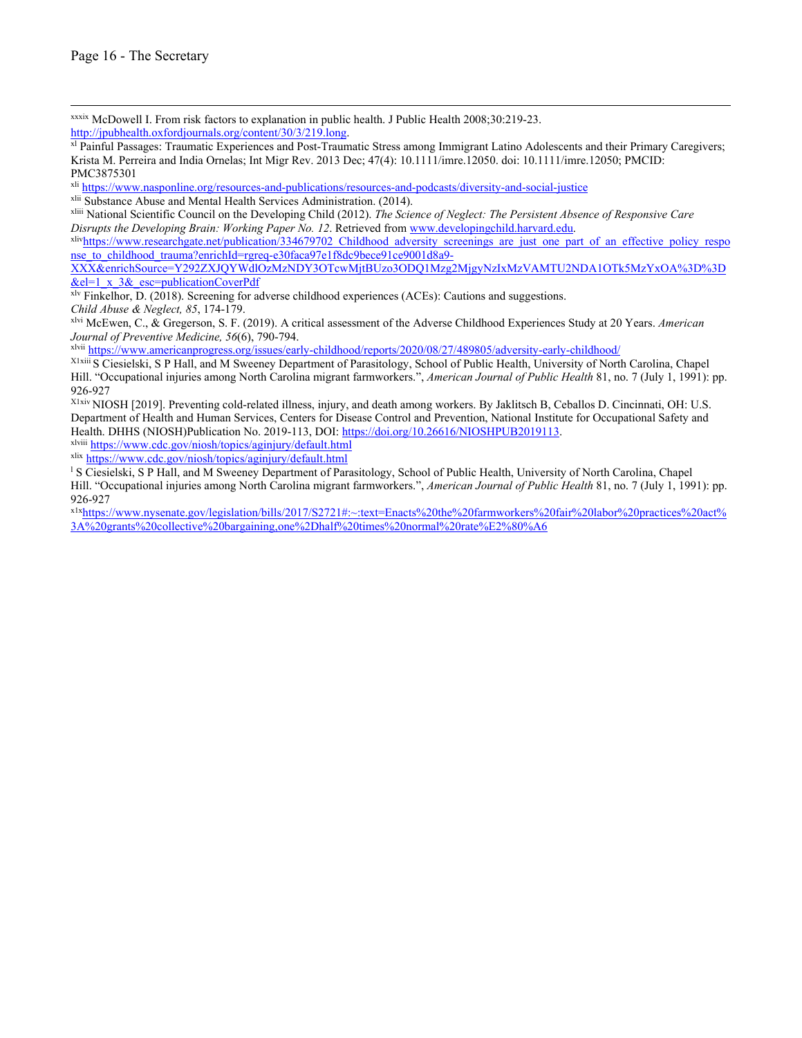[xxxix] McDowell I. From risk factors to explanation in public health. J Public Health 2008;30:219-23. http://jpubhealth.oxfordjournals.org/content/30/3/219.long.

[xl] Painful Passages: Traumatic Experiences and Post-Traumatic Stress among Immigrant Latino Adolescents and their Primary Caregivers; Krista M. Perreira and India Ornelas; Int Migr Rev. 2013 Dec; 47(4): 10.1111/imre.12050. doi: 10.1111/imre.12050; PMCID: PMC3875301

[xli] https://www.nasponline.org/resources-and-publications/resources-and-podcasts/diversity-and-social-justice

[xlii] Substance Abuse and Mental Health Services Administration. (2014).

[xliii] National Scientific Council on the Developing Child (2012). *The Science of Neglect: The Persistent Absence of Responsive Care Disrupts the Developing Brain: Working Paper No. 12*. Retrieved from www.developingchild.harvard.edu.

[xliv] https://www.researchgate.net/publication/334679702_Childhood_adversity_screenings_are_just_one_part_of_an_effective_policy_response_to_childhood_trauma?enrichId=rgreq-e30faca97e1f8dc9bece91ce9001d8a9-XXX&enrichSource=Y292ZXJQYWdlOzMzNDY3OTcwMjtBUzo3ODQ1Mzg2MjgyNzIxMzVAMTU2NDA1OTk5MzYxOA%3D%3D&el=1_x_3&_esc=publicationCoverPdf

[xlv] Finkelhor, D. (2018). Screening for adverse childhood experiences (ACEs): Cautions and suggestions. *Child Abuse & Neglect, 85*, 174-179.

[xlvi] McEwen, C., & Gregerson, S. F. (2019). A critical assessment of the Adverse Childhood Experiences Study at 20 Years. *American Journal of Preventive Medicine, 56*(6), 790-794.

[xlvii] https://www.americanprogress.org/issues/early-childhood/reports/2020/08/27/489805/adversity-early-childhood/

[X1xiii] S Ciesielski, S P Hall, and M Sweeney Department of Parasitology, School of Public Health, University of North Carolina, Chapel Hill. "Occupational injuries among North Carolina migrant farmworkers.", *American Journal of Public Health* 81, no. 7 (July 1, 1991): pp. 926-927

[X1xiv] NIOSH [2019]. Preventing cold-related illness, injury, and death among workers. By Jaklitsch B, Ceballos D. Cincinnati, OH: U.S. Department of Health and Human Services, Centers for Disease Control and Prevention, National Institute for Occupational Safety and Health. DHHS (NIOSH)Publication No. 2019-113, DOI: https://doi.org/10.26616/NIOSHPUB2019113.

[xlviii] https://www.cdc.gov/niosh/topics/aginjury/default.html

[xlix] https://www.cdc.gov/niosh/topics/aginjury/default.html

[l] S Ciesielski, S P Hall, and M Sweeney Department of Parasitology, School of Public Health, University of North Carolina, Chapel Hill. "Occupational injuries among North Carolina migrant farmworkers.", *American Journal of Public Health* 81, no. 7 (July 1, 1991): pp. 926-927

[x1x] https://www.nysenate.gov/legislation/bills/2017/S2721#:~:text=Enacts%20the%20farmworkers%20fair%20labor%20practices%20act%3A%20grants%20collective%20bargaining,one%2Dhalf%20times%20normal%20rate%E2%80%A6